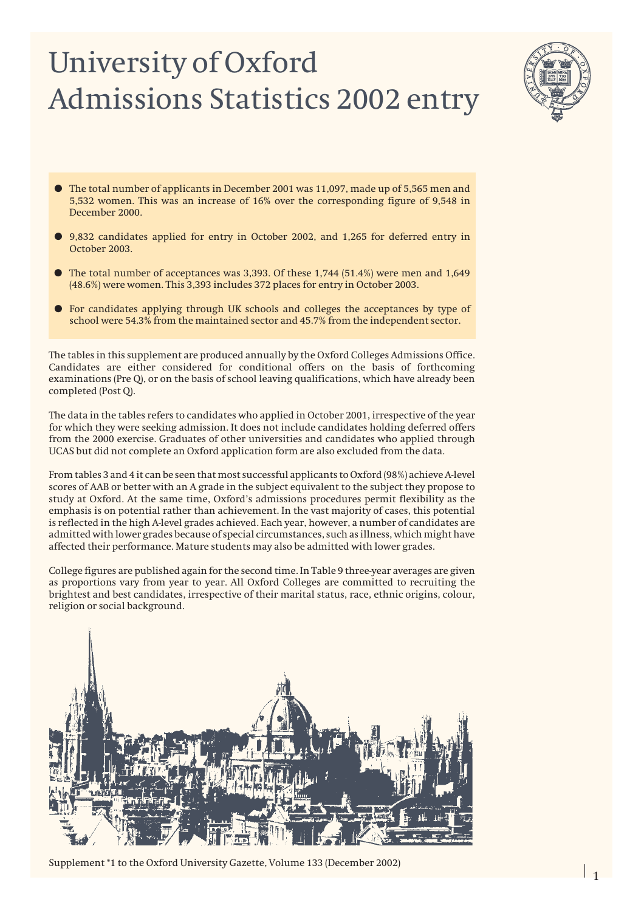# University of Oxford Admissions Statistics 2002 entry

- The total number of applicants in December 2001 was 11,097, made up of 5,565 men and 5,532 women. This was an increase of 16% over the corresponding figure of 9,548 in December 2000.
- 9,832 candidates applied for entry in October 2002, and 1,265 for deferred entry in October 2003.
- The total number of acceptances was 3,393. Of these 1,744 (51.4%) were men and 1,649 (48.6%) were women. This 3,393 includes 372 places for entry in October 2003.
- For candidates applying through UK schools and colleges the acceptances by type of school were 54.3% from the maintained sector and 45.7% from the independent sector.

The tables in this supplement are produced annually by the Oxford Colleges Admissions Office. Candidates are either considered for conditional offers on the basis of forthcoming examinations (Pre Q), or on the basis of school leaving qualifications, which have already been completed (Post Q).

The data in the tables refers to candidates who applied in October 2001, irrespective of the year for which they were seeking admission. It does not include candidates holding deferred offers from the 2000 exercise. Graduates of other universities and candidates who applied through UCAS but did not complete an Oxford application form are also excluded from the data.

From tables 3 and 4 it can be seen that most successful applicants to Oxford (98%) achieve A-level scores of AAB or better with an A grade in the subject equivalent to the subject they propose to study at Oxford. At the same time, Oxford's admissions procedures permit flexibility as the emphasis is on potential rather than achievement. In the vast majority of cases, this potential is reflected in the high A-level grades achieved. Each year, however, a number of candidates are admitted with lower grades because of special circumstances, such as illness, which might have affected their performance. Mature students may also be admitted with lower grades.

College figures are published again for the second time. In Table 9 three-year averages are given as proportions vary from year to year. All Oxford Colleges are committed to recruiting the brightest and best candidates, irrespective of their marital status, race, ethnic origins, colour, religion or social background.

Supplement *1 to the Oxford University Gazette, Volume 133 (December 2002)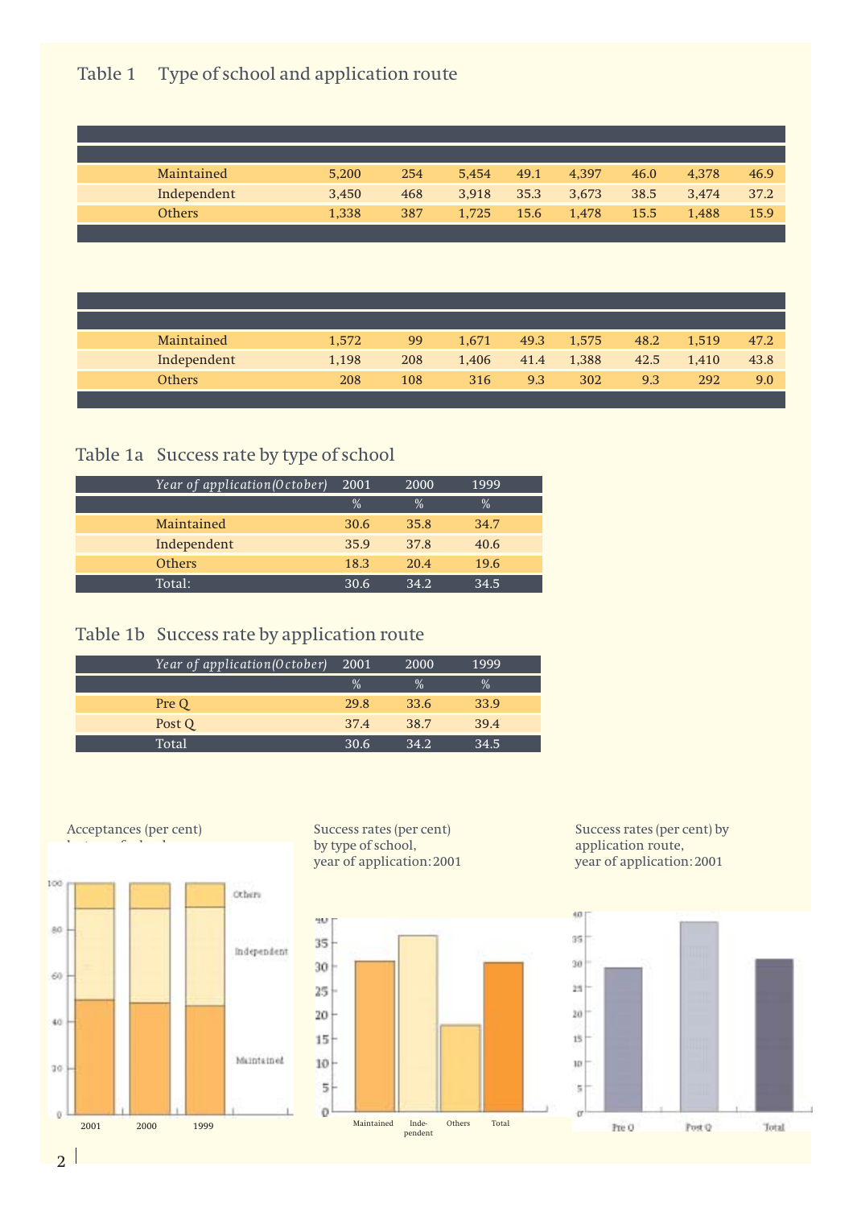## Table 1 Type of school and application route

| | | | | | | | | |
|---|---|---|---|---|---|---|---|---|
| Maintained | 5,200 | 254 | 5,454 | 49.1 | 4,397 | 46.0 | 4,378 | 46.9 |
| Independent | 3,450 | 468 | 3,918 | 35.3 | 3,673 | 38.5 | 3,474 | 37.2 |
| Others | 1,338 | 387 | 1,725 | 15.6 | 1,478 | 15.5 | 1,488 | 15.9 |

| | | | | | | | | |
|---|---|---|---|---|---|---|---|---|
| Maintained | 1,572 | 99 | 1,671 | 49.3 | 1,575 | 48.2 | 1,519 | 47.2 |
| Independent | 1,198 | 208 | 1,406 | 41.4 | 1,388 | 42.5 | 1,410 | 43.8 |
| Others | 208 | 108 | 316 | 9.3 | 302 | 9.3 | 292 | 9.0 |

## Table 1a Success rate by type of school

| *Year of application (October)* | 2001 | 2000 | 1999 |
|---|---|---|---|
| | % | % | % |
| Maintained | 30.6 | 35.8 | 34.7 |
| Independent | 35.9 | 37.8 | 40.6 |
| Others | 18.3 | 20.4 | 19.6 |
| Total: | 30.6 | 34.2 | 34.5 |

## Table 1b Success rate by application route

| *Year of application (October)* | 2001 | 2000 | 1999 |
|---|---|---|---|
| | % | % | % |
| Pre Q | 29.8 | 33.6 | 33.9 |
| Post Q | 37.4 | 38.7 | 39.4 |
| Total | 30.6 | 34.2 | 34.5 |

Acceptances (per cent) by type of school

100
80
60
40
20
0
2001
2000
1999
Others
Independent
Maintained

Success rates (per cent) by type of school, year of application: 2001

40
35
30
25
20
15
10
5
0
Maintained
Inde-pendent
Others
Total

Success rates (per cent) by application route, year of application: 2001

40
35
30
25
20
15
10
5
0
Pre Q
Post Q
Total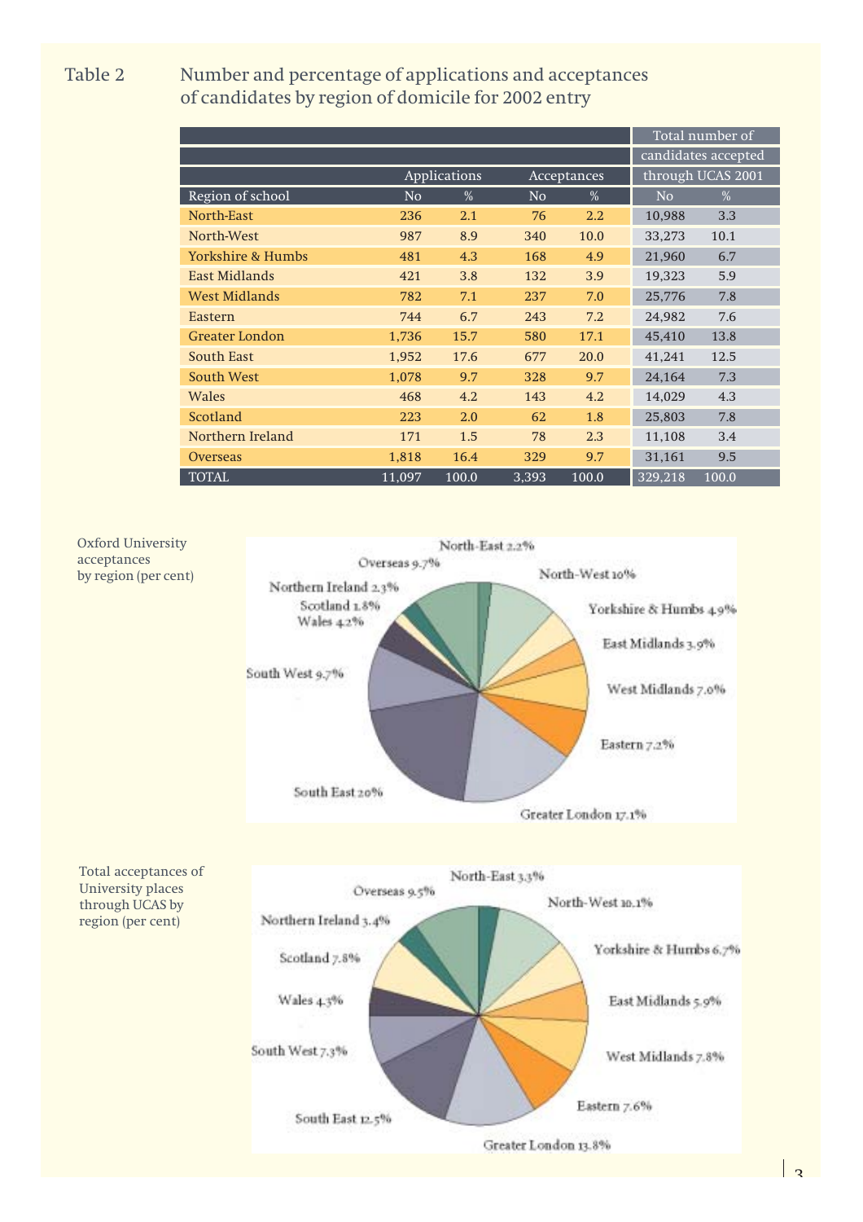Table 2 Number and percentage of applications and acceptances of candidates by region of domicile for 2002 entry

| | Applications | | Acceptances | | Total number of candidates accepted through UCAS 2001 | |
|---|---|---|---|---|---|---|
| Region of school | No | % | No | % | No | % |
| North-East | 236 | 2.1 | 76 | 2.2 | 10,988 | 3.3 |
| North-West | 987 | 8.9 | 340 | 10.0 | 33,273 | 10.1 |
| Yorkshire & Humbs | 481 | 4.3 | 168 | 4.9 | 21,960 | 6.7 |
| East Midlands | 421 | 3.8 | 132 | 3.9 | 19,323 | 5.9 |
| West Midlands | 782 | 7.1 | 237 | 7.0 | 25,776 | 7.8 |
| Eastern | 744 | 6.7 | 243 | 7.2 | 24,982 | 7.6 |
| Greater London | 1,736 | 15.7 | 580 | 17.1 | 45,410 | 13.8 |
| South East | 1,952 | 17.6 | 677 | 20.0 | 41,241 | 12.5 |
| South West | 1,078 | 9.7 | 328 | 9.7 | 24,164 | 7.3 |
| Wales | 468 | 4.2 | 143 | 4.2 | 14,029 | 4.3 |
| Scotland | 223 | 2.0 | 62 | 1.8 | 25,803 | 7.8 |
| Northern Ireland | 171 | 1.5 | 78 | 2.3 | 11,108 | 3.4 |
| Overseas | 1,818 | 16.4 | 329 | 9.7 | 31,161 | 9.5 |
| TOTAL | 11,097 | 100.0 | 3,393 | 100.0 | 329,218 | 100.0 |

Oxford University acceptances by region (per cent)

North-East 2.2%
North-West 10%
Yorkshire & Humbs 4.9%
East Midlands 3.9%
West Midlands 7.0%
Eastern 7.2%
Greater London 17.1%
South East 20%
South West 9.7%
Wales 4.2%
Scotland 1.8%
Northern Ireland 2.3%
Overseas 9.7%

Total acceptances of University places through UCAS by region (per cent)

North-East 3.3%
North-West 10.1%
Yorkshire & Humbs 6.7%
East Midlands 5.9%
West Midlands 7.8%
Eastern 7.6%
Greater London 13.8%
South East 12.5%
South West 7.3%
Wales 4.3%
Scotland 7.8%
Northern Ireland 3.4%
Overseas 9.5%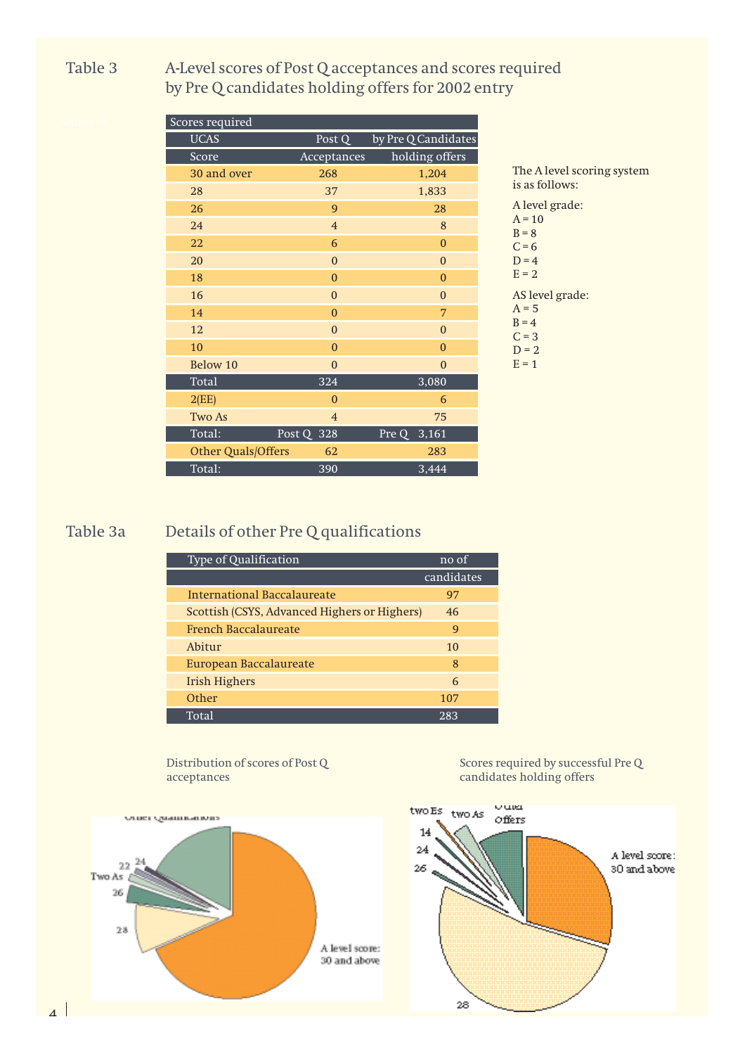Table 3 A-Level scores of Post Q acceptances and scores required by Pre Q candidates holding offers for 2002 entry

| Scores required | | |
|---|---|---|
| UCAS Score | Post Q Acceptances | by Pre Q Candidates holding offers |
| 30 and over | 268 | 1,204 |
| 28 | 37 | 1,833 |
| 26 | 9 | 28 |
| 24 | 4 | 8 |
| 22 | 6 | 0 |
| 20 | 0 | 0 |
| 18 | 0 | 0 |
| 16 | 0 | 0 |
| 14 | 0 | 7 |
| 12 | 0 | 0 |
| 10 | 0 | 0 |
| Below 10 | 0 | 0 |
| Total | 324 | 3,080 |
| 2(EE) | 0 | 6 |
| Two As | 4 | 75 |
| Total: | Post Q 328 | Pre Q 3,161 |
| Other Quals/Offers | 62 | 283 |
| Total: | 390 | 3,444 |

The A level scoring system is as follows:

A level grade:
A = 10
B = 8
C = 6
D = 4
E = 2

AS level grade:
A = 5
B = 4
C = 3
D = 2
E = 1

Table 3a Details of other Pre Q qualifications

| Type of Qualification | no of candidates |
|---|---|
| International Baccalaureate | 97 |
| Scottish (CSYS, Advanced Highers or Highers) | 46 |
| French Baccalaureate | 9 |
| Abitur | 10 |
| European Baccalaureate | 8 |
| Irish Highers | 6 |
| Other | 107 |
| Total | 283 |

Distribution of scores of Post Q acceptances

Other Qualifications
22
24
Two As
26
28
A level score: 30 and above

Scores required by successful Pre Q candidates holding offers

two Es
two As
Other Offers
14
24
26
A level score: 30 and above
28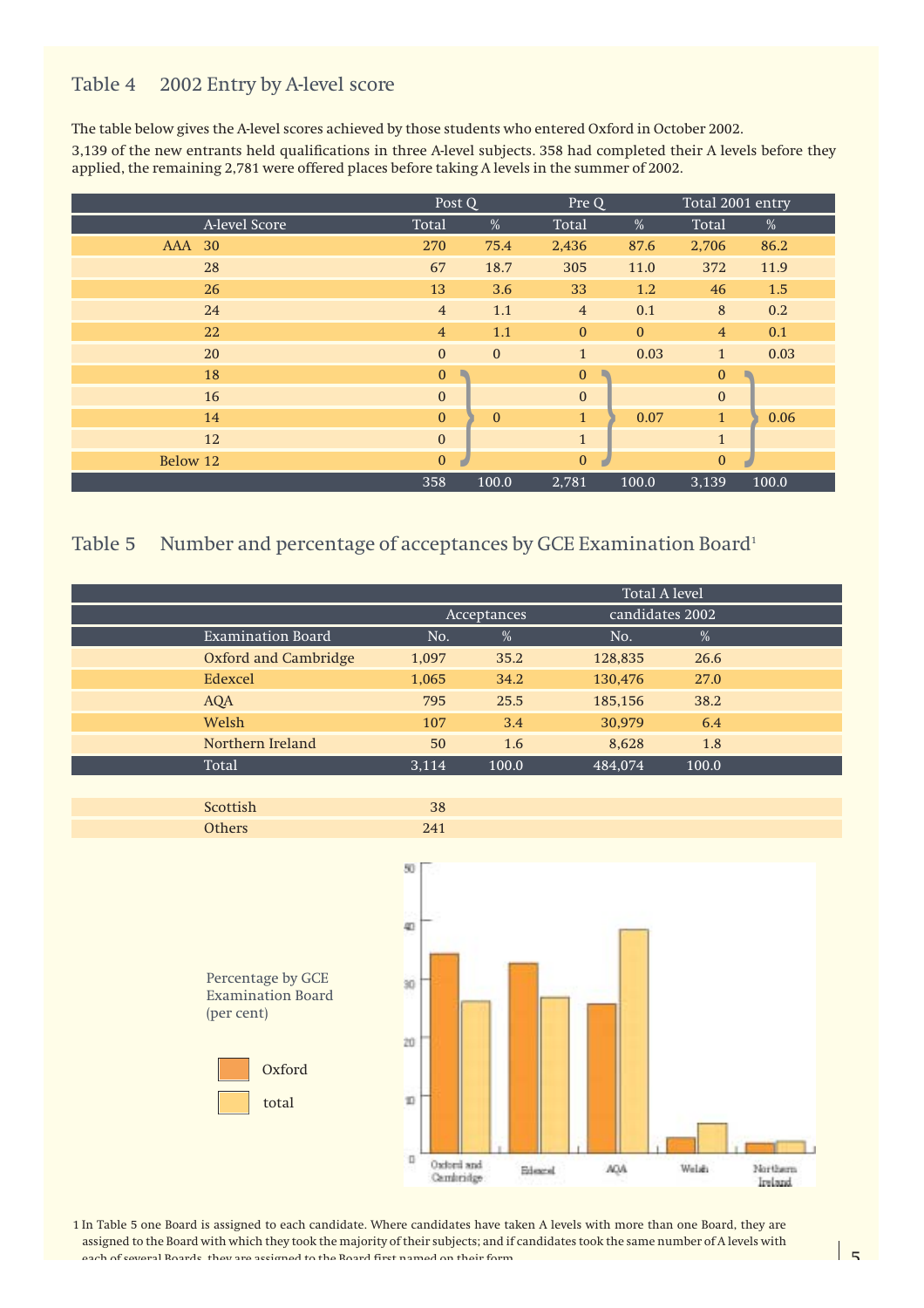## Table 4 2002 Entry by A-level score

The table below gives the A-level scores achieved by those students who entered Oxford in October 2002.

3,139 of the new entrants held qualifications in three A-level subjects. 358 had completed their A levels before they applied, the remaining 2,781 were offered places before taking A levels in the summer of 2002.

| | Post Q | | Pre Q | | Total 2001 entry | |
|---|---|---|---|---|---|---|
| A-level Score | Total | % | Total | % | Total | % |
| AAA 30 | 270 | 75.4 | 2,436 | 87.6 | 2,706 | 86.2 |
| 28 | 67 | 18.7 | 305 | 11.0 | 372 | 11.9 |
| 26 | 13 | 3.6 | 33 | 1.2 | 46 | 1.5 |
| 24 | 4 | 1.1 | 4 | 0.1 | 8 | 0.2 |
| 22 | 4 | 1.1 | 0 | 0 | 4 | 0.1 |
| 20 | 0 | 0 | 1 | 0.03 | 1 | 0.03 |
| 18 | 0 | | 0 | | 0 | |
| 16 | 0 | | 0 | | 0 | |
| 14 | 0 | 0 | 1 | 0.07 | 1 | 0.06 |
| 12 | 0 | | 1 | | 1 | |
| Below 12 | 0 | | 0 | | 0 | |
| | 358 | 100.0 | 2,781 | 100.0 | 3,139 | 100.0 |

## Table 5 Number and percentage of acceptances by GCE Examination Board[1]

| | Acceptances | | Total A level candidates 2002 | |
|---|---|---|---|---|
| Examination Board | No. | % | No. | % |
| Oxford and Cambridge | 1,097 | 35.2 | 128,835 | 26.6 |
| Edexcel | 1,065 | 34.2 | 130,476 | 27.0 |
| AQA | 795 | 25.5 | 185,156 | 38.2 |
| Welsh | 107 | 3.4 | 30,979 | 6.4 |
| Northern Ireland | 50 | 1.6 | 8,628 | 1.8 |
| Total | 3,114 | 100.0 | 484,074 | 100.0 |
| | | | | |
| Scottish | 38 | | | |
| Others | 241 | | | |

Percentage by GCE Examination Board (per cent)

Oxford
total

0
10
20
30
40
50

Oxford and Cambridge
Edexcel
AQA
Welsh
Northern Ireland

1 In Table 5 one Board is assigned to each candidate. Where candidates have taken A levels with more than one Board, they are assigned to the Board with which they took the majority of their subjects; and if candidates took the same number of A levels with each of several Boards, they are assigned to the Board first named on their form.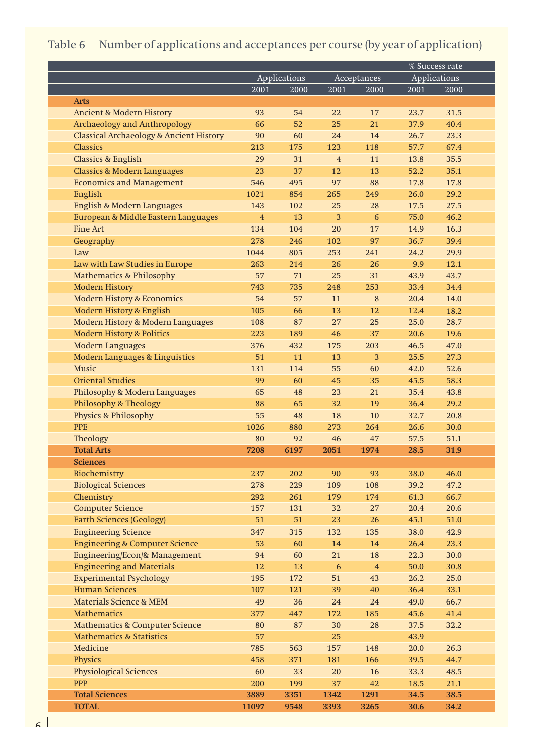## Table 6 Number of applications and acceptances per course (by year of application)

| | Applications | | Acceptances | | % Success rate Applications | |
|---|---|---|---|---|---|---|
| | 2001 | 2000 | 2001 | 2000 | 2001 | 2000 |
| **Arts** | | | | | | |
| Ancient & Modern History | 93 | 54 | 22 | 17 | 23.7 | 31.5 |
| Archaeology and Anthropology | 66 | 52 | 25 | 21 | 37.9 | 40.4 |
| Classical Archaeology & Ancient History | 90 | 60 | 24 | 14 | 26.7 | 23.3 |
| Classics | 213 | 175 | 123 | 118 | 57.7 | 67.4 |
| Classics & English | 29 | 31 | 4 | 11 | 13.8 | 35.5 |
| Classics & Modern Languages | 23 | 37 | 12 | 13 | 52.2 | 35.1 |
| Economics and Management | 546 | 495 | 97 | 88 | 17.8 | 17.8 |
| English | 1021 | 854 | 265 | 249 | 26.0 | 29.2 |
| English & Modern Languages | 143 | 102 | 25 | 28 | 17.5 | 27.5 |
| European & Middle Eastern Languages | 4 | 13 | 3 | 6 | 75.0 | 46.2 |
| Fine Art | 134 | 104 | 20 | 17 | 14.9 | 16.3 |
| Geography | 278 | 246 | 102 | 97 | 36.7 | 39.4 |
| Law | 1044 | 805 | 253 | 241 | 24.2 | 29.9 |
| Law with Law Studies in Europe | 263 | 214 | 26 | 26 | 9.9 | 12.1 |
| Mathematics & Philosophy | 57 | 71 | 25 | 31 | 43.9 | 43.7 |
| Modern History | 743 | 735 | 248 | 253 | 33.4 | 34.4 |
| Modern History & Economics | 54 | 57 | 11 | 8 | 20.4 | 14.0 |
| Modern History & English | 105 | 66 | 13 | 12 | 12.4 | 18.2 |
| Modern History & Modern Languages | 108 | 87 | 27 | 25 | 25.0 | 28.7 |
| Modern History & Politics | 223 | 189 | 46 | 37 | 20.6 | 19.6 |
| Modern Languages | 376 | 432 | 175 | 203 | 46.5 | 47.0 |
| Modern Languages & Linguistics | 51 | 11 | 13 | 3 | 25.5 | 27.3 |
| Music | 131 | 114 | 55 | 60 | 42.0 | 52.6 |
| Oriental Studies | 99 | 60 | 45 | 35 | 45.5 | 58.3 |
| Philosophy & Modern Languages | 65 | 48 | 23 | 21 | 35.4 | 43.8 |
| Philosophy & Theology | 88 | 65 | 32 | 19 | 36.4 | 29.2 |
| Physics & Philosophy | 55 | 48 | 18 | 10 | 32.7 | 20.8 |
| PPE | 1026 | 880 | 273 | 264 | 26.6 | 30.0 |
| Theology | 80 | 92 | 46 | 47 | 57.5 | 51.1 |
| **Total Arts** | **7208** | **6197** | **2051** | **1974** | **28.5** | **31.9** |
| **Sciences** | | | | | | |
| Biochemistry | 237 | 202 | 90 | 93 | 38.0 | 46.0 |
| Biological Sciences | 278 | 229 | 109 | 108 | 39.2 | 47.2 |
| Chemistry | 292 | 261 | 179 | 174 | 61.3 | 66.7 |
| Computer Science | 157 | 131 | 32 | 27 | 20.4 | 20.6 |
| Earth Sciences (Geology) | 51 | 51 | 23 | 26 | 45.1 | 51.0 |
| Engineering Science | 347 | 315 | 132 | 135 | 38.0 | 42.9 |
| Engineering & Computer Science | 53 | 60 | 14 | 14 | 26.4 | 23.3 |
| Engineering/Econ/& Management | 94 | 60 | 21 | 18 | 22.3 | 30.0 |
| Engineering and Materials | 12 | 13 | 6 | 4 | 50.0 | 30.8 |
| Experimental Psychology | 195 | 172 | 51 | 43 | 26.2 | 25.0 |
| Human Sciences | 107 | 121 | 39 | 40 | 36.4 | 33.1 |
| Materials Science & MEM | 49 | 36 | 24 | 24 | 49.0 | 66.7 |
| Mathematics | 377 | 447 | 172 | 185 | 45.6 | 41.4 |
| Mathematics & Computer Science | 80 | 87 | 30 | 28 | 37.5 | 32.2 |
| Mathematics & Statistics | 57 | | 25 | | 43.9 | |
| Medicine | 785 | 563 | 157 | 148 | 20.0 | 26.3 |
| Physics | 458 | 371 | 181 | 166 | 39.5 | 44.7 |
| Physiological Sciences | 60 | 33 | 20 | 16 | 33.3 | 48.5 |
| PPP | 200 | 199 | 37 | 42 | 18.5 | 21.1 |
| **Total Sciences** | **3889** | **3351** | **1342** | **1291** | **34.5** | **38.5** |
| **TOTAL** | **11097** | **9548** | **3393** | **3265** | **30.6** | **34.2** |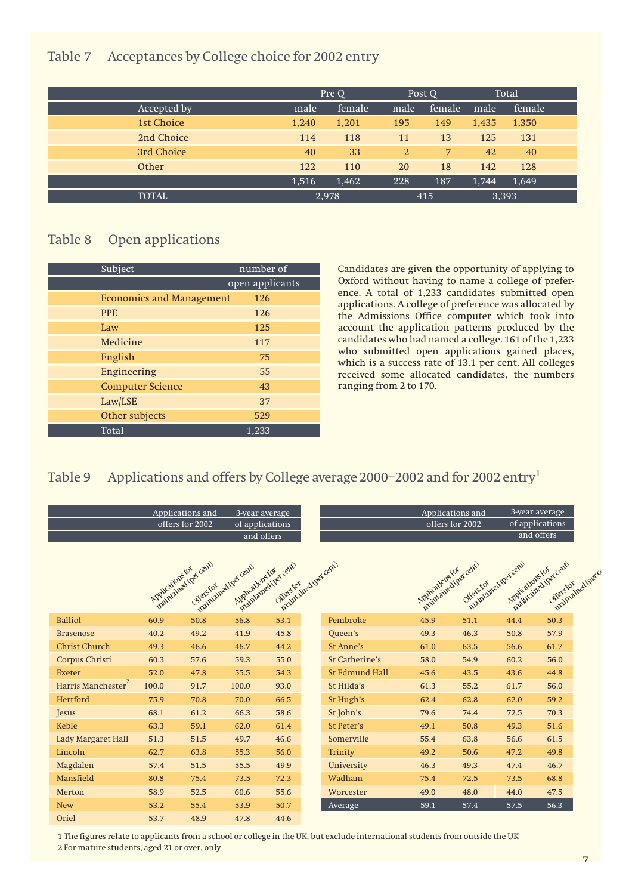## Table 7 Acceptances by College choice for 2002 entry

| | Pre Q | | Post Q | | Total | |
|---|---|---|---|---|---|---|
| Accepted by | male | female | male | female | male | female |
| 1st Choice | 1,240 | 1,201 | 195 | 149 | 1,435 | 1,350 |
| 2nd Choice | 114 | 118 | 11 | 13 | 125 | 131 |
| 3rd Choice | 40 | 33 | 2 | 7 | 42 | 40 |
| Other | 122 | 110 | 20 | 18 | 142 | 128 |
| | 1,516 | 1,462 | 228 | 187 | 1,744 | 1,649 |
| TOTAL | 2,978 | | 415 | | 3,393 | |

## Table 8 Open applications

| Subject | number of open applicants |
|---|---|
| Economics and Management | 126 |
| PPE | 126 |
| Law | 125 |
| Medicine | 117 |
| English | 75 |
| Engineering | 55 |
| Computer Science | 43 |
| Law/LSE | 37 |
| Other subjects | 529 |
| Total | 1,233 |

Candidates are given the opportunity of applying to Oxford without having to name a college of preference. A total of 1,233 candidates submitted open applications. A college of preference was allocated by the Admissions Office computer which took into account the application patterns produced by the candidates who had named a college. 161 of the 1,233 who submitted open applications gained places, which is a success rate of 13.1 per cent. All colleges received some allocated candidates, the numbers ranging from 2 to 170.

## Table 9 Applications and offers by College average 2000–2002 and for 2002 entry[1]

| | Applications and offers for 2002 | | 3-year average of applications and offers | |
|---|---|---|---|---|
| | Applications for maintained (per cent) | Offers for maintained (per cent) | Applications for maintained (per cent) | Offers for maintained (per cent) |
| Balliol | 60.9 | 50.8 | 56.8 | 53.1 |
| Brasenose | 40.2 | 49.2 | 41.9 | 45.8 |
| Christ Church | 49.3 | 46.6 | 46.7 | 44.2 |
| Corpus Christi | 60.3 | 57.6 | 59.3 | 55.0 |
| Exeter | 52.0 | 47.8 | 55.5 | 54.3 |
| Harris Manchester[2] | 100.0 | 91.7 | 100.0 | 93.0 |
| Hertford | 75.9 | 70.8 | 70.0 | 66.5 |
| Jesus | 68.1 | 61.2 | 66.3 | 58.6 |
| Keble | 63.3 | 59.1 | 62.0 | 61.4 |
| Lady Margaret Hall | 51.3 | 51.5 | 49.7 | 46.6 |
| Lincoln | 62.7 | 63.8 | 55.3 | 56.0 |
| Magdalen | 57.4 | 51.5 | 55.5 | 49.9 |
| Mansfield | 80.8 | 75.4 | 73.5 | 72.3 |
| Merton | 58.9 | 52.5 | 60.6 | 55.6 |
| New | 53.2 | 55.4 | 53.9 | 50.7 |
| Oriel | 53.7 | 48.9 | 47.8 | 44.6 |
| Pembroke | 45.9 | 51.1 | 44.4 | 50.3 |
| Queen's | 49.3 | 46.3 | 50.8 | 57.9 |
| St Anne's | 61.0 | 63.5 | 56.6 | 61.7 |
| St Catherine's | 58.0 | 54.9 | 60.2 | 56.0 |
| St Edmund Hall | 45.6 | 43.5 | 43.6 | 44.8 |
| St Hilda's | 61.3 | 55.2 | 61.7 | 56.0 |
| St Hugh's | 62.4 | 62.8 | 62.0 | 59.2 |
| St John's | 79.6 | 74.4 | 72.5 | 70.3 |
| St Peter's | 49.1 | 50.8 | 49.3 | 51.6 |
| Somerville | 55.4 | 63.8 | 56.6 | 61.5 |
| Trinity | 49.2 | 50.6 | 47.2 | 49.8 |
| University | 46.3 | 49.3 | 47.4 | 46.7 |
| Wadham | 75.4 | 72.5 | 73.5 | 68.8 |
| Worcester | 49.0 | 48.0 | 44.0 | 47.5 |
| Average | 59.1 | 57.4 | 57.5 | 56.3 |

1 The figures relate to applicants from a school or college in the UK, but exclude international students from outside the UK
2 For mature students, aged 21 or over, only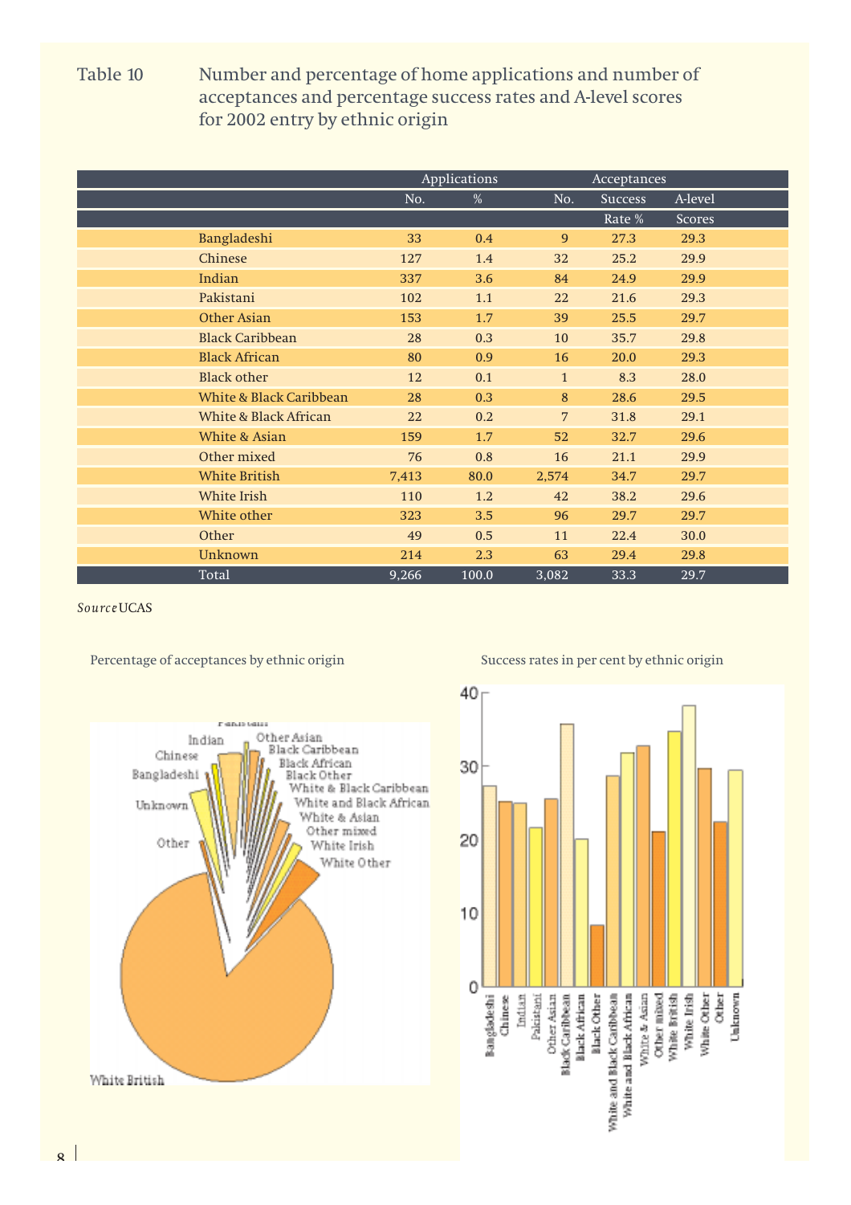Table 10 Number and percentage of home applications and number of acceptances and percentage success rates and A-level scores for 2002 entry by ethnic origin

| | Applications | | Acceptances | | |
|---|---|---|---|---|---|
| | No. | % | No. | Success Rate % | A-level Scores |
| Bangladeshi | 33 | 0.4 | 9 | 27.3 | 29.3 |
| Chinese | 127 | 1.4 | 32 | 25.2 | 29.9 |
| Indian | 337 | 3.6 | 84 | 24.9 | 29.9 |
| Pakistani | 102 | 1.1 | 22 | 21.6 | 29.3 |
| Other Asian | 153 | 1.7 | 39 | 25.5 | 29.7 |
| Black Caribbean | 28 | 0.3 | 10 | 35.7 | 29.8 |
| Black African | 80 | 0.9 | 16 | 20.0 | 29.3 |
| Black other | 12 | 0.1 | 1 | 8.3 | 28.0 |
| White & Black Caribbean | 28 | 0.3 | 8 | 28.6 | 29.5 |
| White & Black African | 22 | 0.2 | 7 | 31.8 | 29.1 |
| White & Asian | 159 | 1.7 | 52 | 32.7 | 29.6 |
| Other mixed | 76 | 0.8 | 16 | 21.1 | 29.9 |
| White British | 7,413 | 80.0 | 2,574 | 34.7 | 29.7 |
| White Irish | 110 | 1.2 | 42 | 38.2 | 29.6 |
| White other | 323 | 3.5 | 96 | 29.7 | 29.7 |
| Other | 49 | 0.5 | 11 | 22.4 | 30.0 |
| Unknown | 214 | 2.3 | 63 | 29.4 | 29.8 |
| Total | 9,266 | 100.0 | 3,082 | 33.3 | 29.7 |

*Source* UCAS

Percentage of acceptances by ethnic origin

Pakistani
Indian
Other Asian
Chinese
Black Caribbean
Black African
Bangladeshi
Black Other
White & Black Caribbean
Unknown
White and Black African
White & Asian
Other mixed
Other
White Irish
White Other
White British

Success rates in per cent by ethnic origin

40
30
20
10
0

Bangladeshi
Chinese
Indian
Pakistani
Other Asian
Black Caribbean
Black African
Black Other
White and Black Caribbean
White and Black African
White & Asian
Other mixed
White British
White Irish
White Other
Other
Unknown